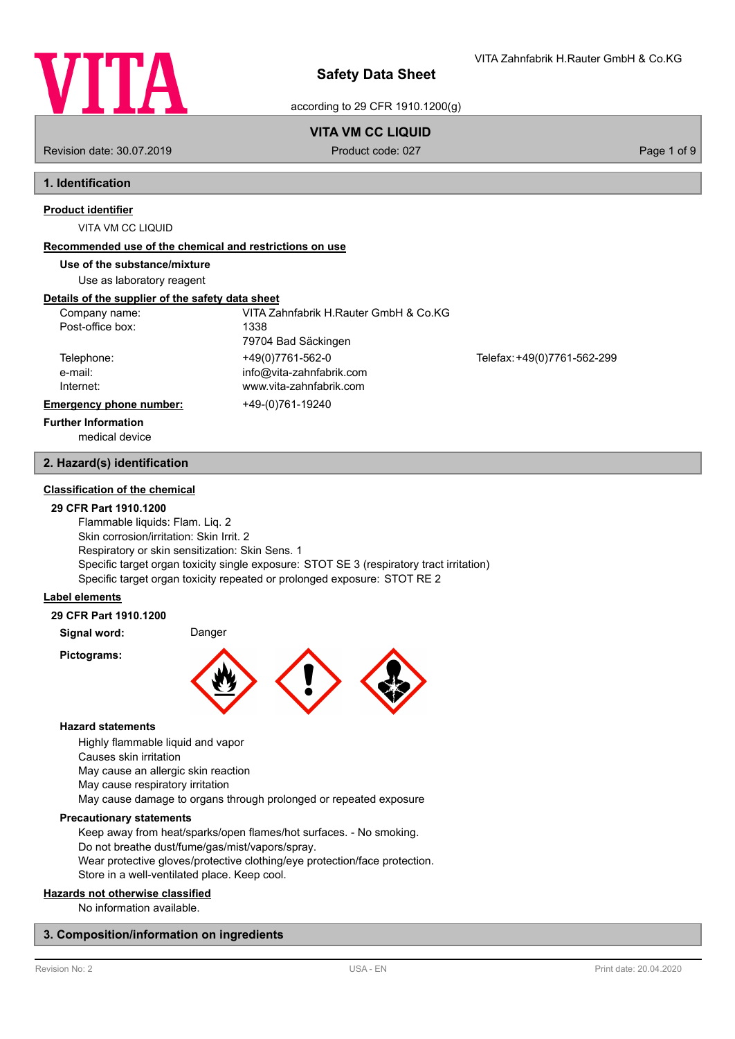# Safety Data Sheet

according to 29 CFR 1910.1200(g)

**VITA VM CC LIQUID**

Revision date: 30.07.2019 | Product code: 027

## 1. Identification

**Product identifier**

VITA VM CC LIQUID

**Recommended use of the chemical and restrictions on use**

**Use of the substance/mixture**

Use as laboratory reagent

**Details of the supplier of the safety data sheet**

| | | |
|---|---|---|
| Company name: | VITA Zahnfabrik H.Rauter GmbH & Co.KG | |
| Post-office box: | 1338 | |
| | 79704 Bad Säckingen | |
| Telephone: | +49(0)7761-562-0 | Telefax: +49(0)7761-562-299 |
| e-mail: | info@vita-zahnfabrik.com | |
| Internet: | www.vita-zahnfabrik.com | |

**Emergency phone number:** +49-(0)761-19240

**Further Information**

medical device

## 2. Hazard(s) identification

**Classification of the chemical**

**29 CFR Part 1910.1200**

Flammable liquids: Flam. Liq. 2
Skin corrosion/irritation: Skin Irrit. 2
Respiratory or skin sensitization: Skin Sens. 1
Specific target organ toxicity single exposure: STOT SE 3 (respiratory tract irritation)
Specific target organ toxicity repeated or prolonged exposure: STOT RE 2

**Label elements**

**29 CFR Part 1910.1200**

**Signal word:** Danger

**Pictograms:**

**Hazard statements**

Highly flammable liquid and vapor
Causes skin irritation
May cause an allergic skin reaction
May cause respiratory irritation
May cause damage to organs through prolonged or repeated exposure

**Precautionary statements**

Keep away from heat/sparks/open flames/hot surfaces. - No smoking.
Do not breathe dust/fume/gas/mist/vapors/spray.
Wear protective gloves/protective clothing/eye protection/face protection.
Store in a well-ventilated place. Keep cool.

**Hazards not otherwise classified**

No information available.

## 3. Composition/information on ingredients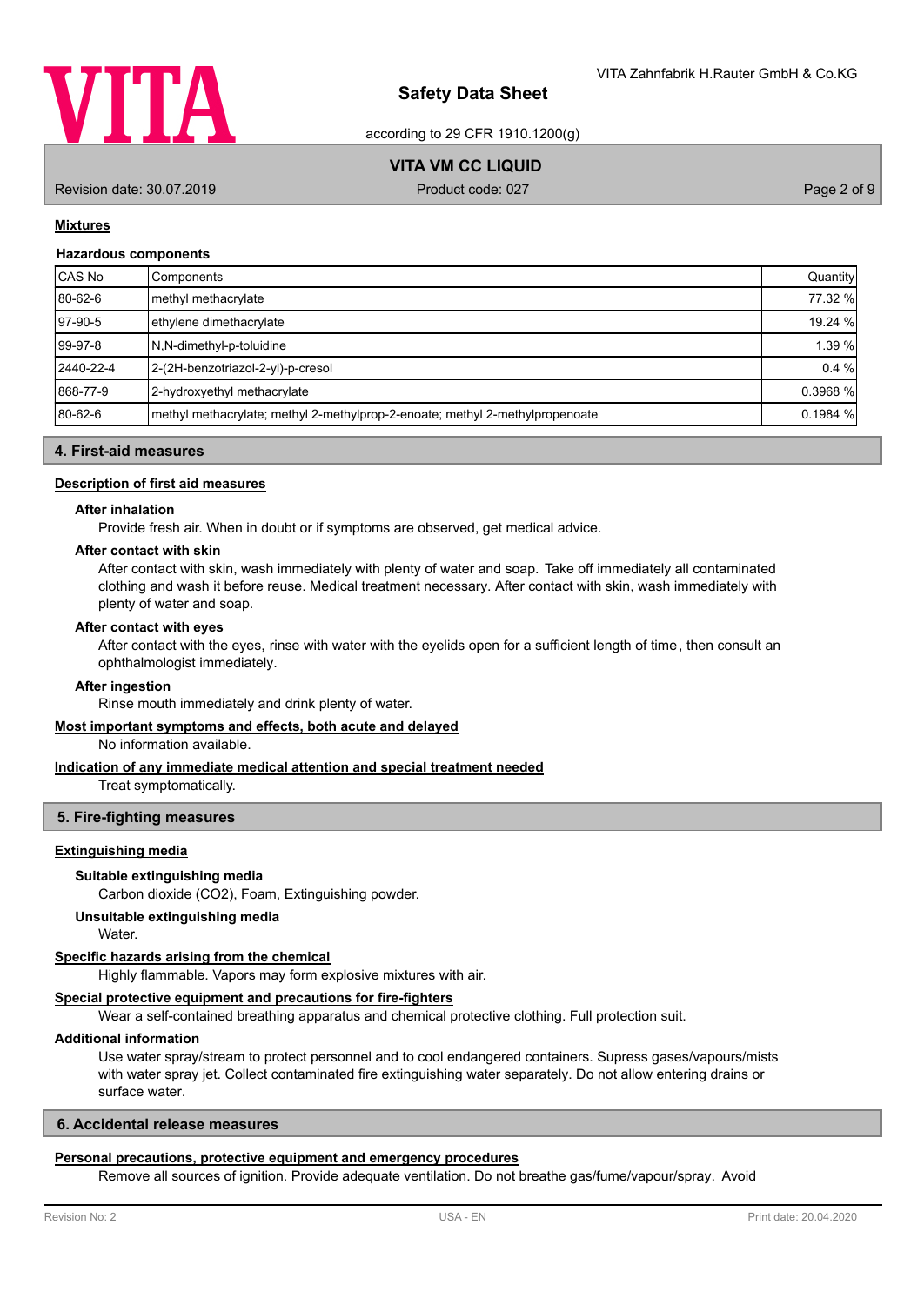### Mixtures

**Hazardous components**

| CAS No | Components | Quantity |
|---|---|---|
| 80-62-6 | methyl methacrylate | 77.32 % |
| 97-90-5 | ethylene dimethacrylate | 19.24 % |
| 99-97-8 | N,N-dimethyl-p-toluidine | 1.39 % |
| 2440-22-4 | 2-(2H-benzotriazol-2-yl)-p-cresol | 0.4 % |
| 868-77-9 | 2-hydroxyethyl methacrylate | 0.3968 % |
| 80-62-6 | methyl methacrylate; methyl 2-methylprop-2-enoate; methyl 2-methylpropenoate | 0.1984 % |

## 4. First-aid measures

### Description of first aid measures

**After inhalation**

Provide fresh air. When in doubt or if symptoms are observed, get medical advice.

**After contact with skin**

After contact with skin, wash immediately with plenty of water and soap. Take off immediately all contaminated clothing and wash it before reuse. Medical treatment necessary. After contact with skin, wash immediately with plenty of water and soap.

**After contact with eyes**

After contact with the eyes, rinse with water with the eyelids open for a sufficient length of time, then consult an ophthalmologist immediately.

**After ingestion**

Rinse mouth immediately and drink plenty of water.

### Most important symptoms and effects, both acute and delayed

No information available.

### Indication of any immediate medical attention and special treatment needed

Treat symptomatically.

## 5. Fire-fighting measures

### Extinguishing media

**Suitable extinguishing media**

Carbon dioxide ($CO_2$), Foam, Extinguishing powder.

**Unsuitable extinguishing media**

Water.

### Specific hazards arising from the chemical

Highly flammable. Vapors may form explosive mixtures with air.

### Special protective equipment and precautions for fire-fighters

Wear a self-contained breathing apparatus and chemical protective clothing. Full protection suit.

**Additional information**

Use water spray/stream to protect personnel and to cool endangered containers. Supress gases/vapours/mists with water spray jet. Collect contaminated fire extinguishing water separately. Do not allow entering drains or surface water.

## 6. Accidental release measures

### Personal precautions, protective equipment and emergency procedures

Remove all sources of ignition. Provide adequate ventilation. Do not breathe gas/fume/vapour/spray. Avoid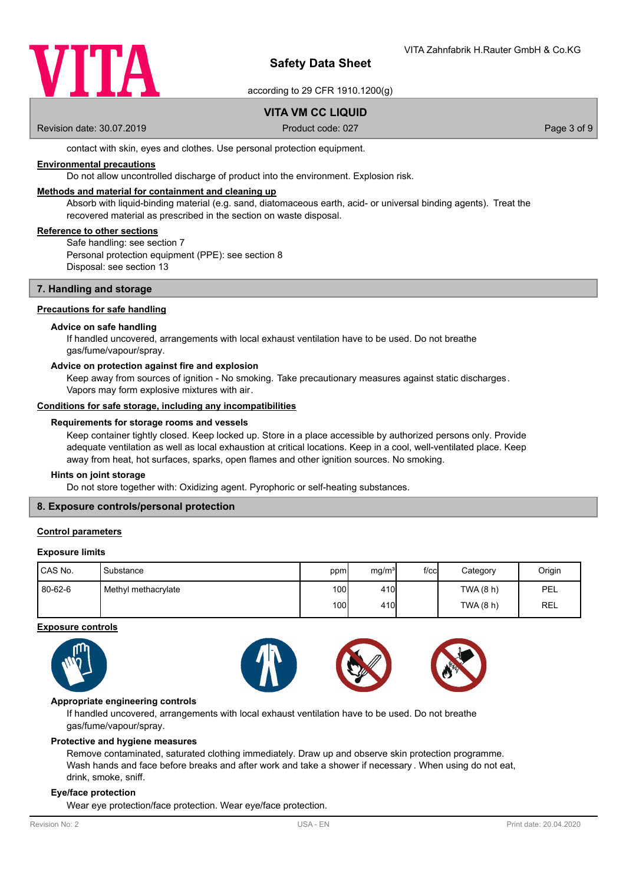contact with skin, eyes and clothes. Use personal protection equipment.

**Environmental precautions**

Do not allow uncontrolled discharge of product into the environment. Explosion risk.

**Methods and material for containment and cleaning up**

Absorb with liquid-binding material (e.g. sand, diatomaceous earth, acid- or universal binding agents). Treat the recovered material as prescribed in the section on waste disposal.

**Reference to other sections**

Safe handling: see section 7
Personal protection equipment (PPE): see section 8
Disposal: see section 13

## 7. Handling and storage

**Precautions for safe handling**

### Advice on safe handling

If handled uncovered, arrangements with local exhaust ventilation have to be used. Do not breathe gas/fume/vapour/spray.

### Advice on protection against fire and explosion

Keep away from sources of ignition - No smoking. Take precautionary measures against static discharges. Vapors may form explosive mixtures with air.

**Conditions for safe storage, including any incompatibilities**

### Requirements for storage rooms and vessels

Keep container tightly closed. Keep locked up. Store in a place accessible by authorized persons only. Provide adequate ventilation as well as local exhaustion at critical locations. Keep in a cool, well-ventilated place. Keep away from heat, hot surfaces, sparks, open flames and other ignition sources. No smoking.

### Hints on joint storage

Do not store together with: Oxidizing agent. Pyrophoric or self-heating substances.

## 8. Exposure controls/personal protection

**Control parameters**

### Exposure limits

| CAS No. | Substance | ppm | mg/m³ | f/cc | Category | Origin |
|---|---|---|---|---|---|---|
| 80-62-6 | Methyl methacrylate | 100 | 410 | | TWA (8 h) | PEL |
| | | 100 | 410 | | TWA (8 h) | REL |

**Exposure controls**

### Appropriate engineering controls

If handled uncovered, arrangements with local exhaust ventilation have to be used. Do not breathe gas/fume/vapour/spray.

### Protective and hygiene measures

Remove contaminated, saturated clothing immediately. Draw up and observe skin protection programme. Wash hands and face before breaks and after work and take a shower if necessary. When using do not eat, drink, smoke, sniff.

### Eye/face protection

Wear eye protection/face protection. Wear eye/face protection.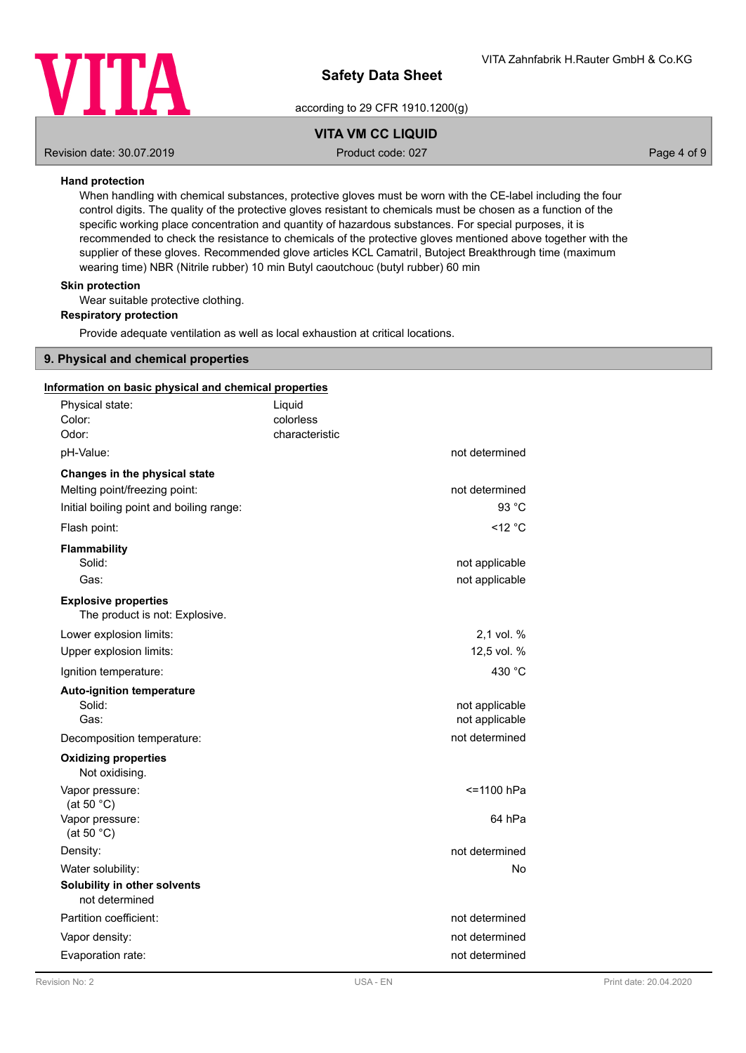**Hand protection**

When handling with chemical substances, protective gloves must be worn with the CE-label including the four control digits. The quality of the protective gloves resistant to chemicals must be chosen as a function of the specific working place concentration and quantity of hazardous substances. For special purposes, it is recommended to check the resistance to chemicals of the protective gloves mentioned above together with the supplier of these gloves. Recommended glove articles KCL Camatril, Butoject Breakthrough time (maximum wearing time) NBR (Nitrile rubber) 10 min Butyl caoutchouc (butyl rubber) 60 min

**Skin protection**

Wear suitable protective clothing.

**Respiratory protection**

Provide adequate ventilation as well as local exhaustion at critical locations.

## 9. Physical and chemical properties

**Information on basic physical and chemical properties**

| | | |
|---|---|---|
| Physical state: | Liquid | |
| Color: | colorless | |
| Odor: | characteristic | |
| pH-Value: | | not determined |
| **Changes in the physical state** | | |
| Melting point/freezing point: | | not determined |
| Initial boiling point and boiling range: | | 93 °C |
| Flash point: | | <12 °C |
| **Flammability** | | |
| Solid: | | not applicable |
| Gas: | | not applicable |
| **Explosive properties** | | |
| The product is not: Explosive. | | |
| Lower explosion limits: | | 2,1 vol. % |
| Upper explosion limits: | | 12,5 vol. % |
| Ignition temperature: | | 430 °C |
| **Auto-ignition temperature** | | |
| Solid: | | not applicable |
| Gas: | | not applicable |
| Decomposition temperature: | | not determined |
| **Oxidizing properties** | | |
| Not oxidising. | | |
| Vapor pressure: (at 50 °C) | | <=1100 hPa |
| Vapor pressure: (at 50 °C) | | 64 hPa |
| Density: | | not determined |
| Water solubility: | | No |
| **Solubility in other solvents** | | |
| not determined | | |
| Partition coefficient: | | not determined |
| Vapor density: | | not determined |
| Evaporation rate: | | not determined |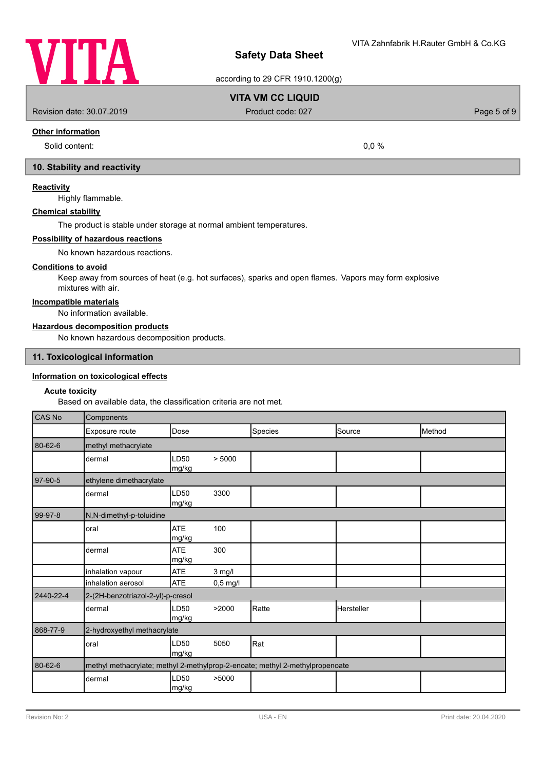### Other information

Solid content: 0,0 %

## 10. Stability and reactivity

### Reactivity

Highly flammable.

### Chemical stability

The product is stable under storage at normal ambient temperatures.

### Possibility of hazardous reactions

No known hazardous reactions.

### Conditions to avoid

Keep away from sources of heat (e.g. hot surfaces), sparks and open flames. Vapors may form explosive mixtures with air.

### Incompatible materials

No information available.

### Hazardous decomposition products

No known hazardous decomposition products.

## 11. Toxicological information

### Information on toxicological effects

**Acute toxicity**

Based on available data, the classification criteria are not met.

| CAS No | Components | | | | |
|---|---|---|---|---|---|
| | Exposure route | Dose | Species | Source | Method |
| 80-62-6 | methyl methacrylate | | | | |
| | dermal | LD50 > 5000 mg/kg | | | |
| 97-90-5 | ethylene dimethacrylate | | | | |
| | dermal | LD50 3300 mg/kg | | | |
| 99-97-8 | N,N-dimethyl-p-toluidine | | | | |
| | oral | ATE 100 mg/kg | | | |
| | dermal | ATE 300 mg/kg | | | |
| | inhalation vapour | ATE 3 mg/l | | | |
| | inhalation aerosol | ATE 0,5 mg/l | | | |
| 2440-22-4 | 2-(2H-benzotriazol-2-yl)-p-cresol | | | | |
| | dermal | LD50 >2000 mg/kg | Ratte | Hersteller | |
| 868-77-9 | 2-hydroxyethyl methacrylate | | | | |
| | oral | LD50 5050 mg/kg | Rat | | |
| 80-62-6 | methyl methacrylate; methyl 2-methylprop-2-enoate; methyl 2-methylpropenoate | | | | |
| | dermal | LD50 >5000 mg/kg | | | |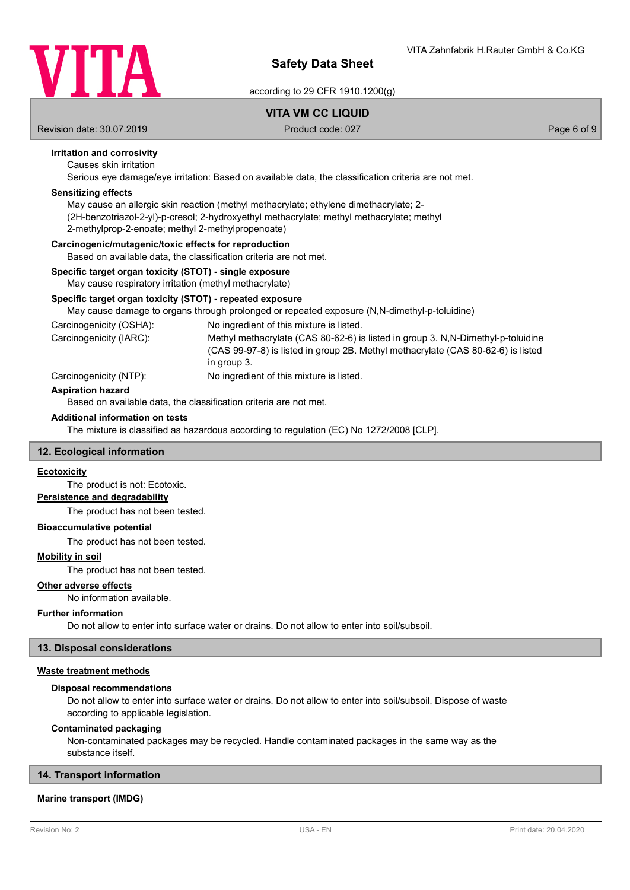**Irritation and corrosivity**

Causes skin irritation

Serious eye damage/eye irritation: Based on available data, the classification criteria are not met.

**Sensitizing effects**

May cause an allergic skin reaction (methyl methacrylate; ethylene dimethacrylate; 2-(2H-benzotriazol-2-yl)-p-cresol; 2-hydroxyethyl methacrylate; methyl methacrylate; methyl 2-methylprop-2-enoate; methyl 2-methylpropenoate)

**Carcinogenic/mutagenic/toxic effects for reproduction**

Based on available data, the classification criteria are not met.

**Specific target organ toxicity (STOT) - single exposure**

May cause respiratory irritation (methyl methacrylate)

**Specific target organ toxicity (STOT) - repeated exposure**

May cause damage to organs through prolonged or repeated exposure (N,N-dimethyl-p-toluidine)

| | |
|---|---|
| Carcinogenicity (OSHA): | No ingredient of this mixture is listed. |
| Carcinogenicity (IARC): | Methyl methacrylate (CAS 80-62-6) is listed in group 3. N,N-Dimethyl-p-toluidine (CAS 99-97-8) is listed in group 2B. Methyl methacrylate (CAS 80-62-6) is listed in group 3. |
| Carcinogenicity (NTP): | No ingredient of this mixture is listed. |

**Aspiration hazard**

Based on available data, the classification criteria are not met.

**Additional information on tests**

The mixture is classified as hazardous according to regulation (EC) No 1272/2008 [CLP].

## 12. Ecological information

**Ecotoxicity**

The product is not: Ecotoxic.

**Persistence and degradability**

The product has not been tested.

**Bioaccumulative potential**

The product has not been tested.

**Mobility in soil**

The product has not been tested.

**Other adverse effects**

No information available.

**Further information**

Do not allow to enter into surface water or drains. Do not allow to enter into soil/subsoil.

## 13. Disposal considerations

**Waste treatment methods**

**Disposal recommendations**

Do not allow to enter into surface water or drains. Do not allow to enter into soil/subsoil. Dispose of waste according to applicable legislation.

**Contaminated packaging**

Non-contaminated packages may be recycled. Handle contaminated packages in the same way as the substance itself.

## 14. Transport information

**Marine transport (IMDG)**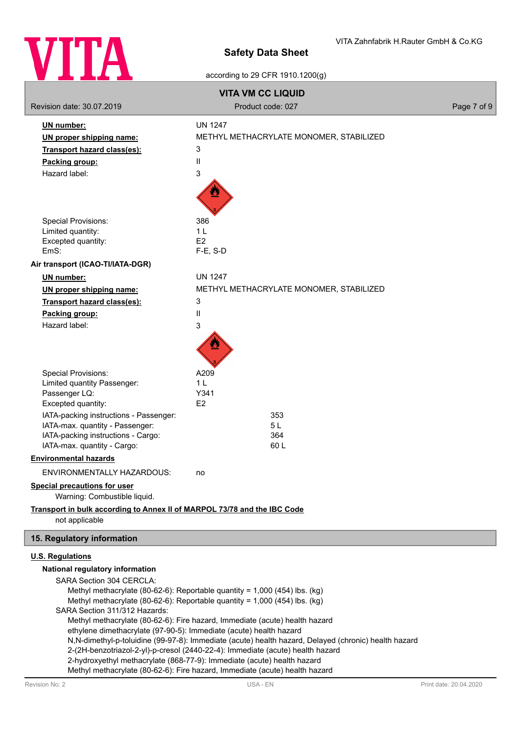**UN number:** UN 1247

**UN proper shipping name:** METHYL METHACRYLATE MONOMER, STABILIZED

**Transport hazard class(es):** 3

**Packing group:** II

Hazard label: 3

Special Provisions: 386
Limited quantity: 1 L
Excepted quantity: E2
EmS: F-E, S-D

**Air transport (ICAO-TI/IATA-DGR)**

**UN number:** UN 1247

**UN proper shipping name:** METHYL METHACRYLATE MONOMER, STABILIZED

**Transport hazard class(es):** 3

**Packing group:** II

Hazard label: 3

Special Provisions: A209
Limited quantity Passenger: 1 L
Passenger LQ: Y341
Excepted quantity: E2

IATA-packing instructions - Passenger: 353
IATA-max. quantity - Passenger: 5 L
IATA-packing instructions - Cargo: 364
IATA-max. quantity - Cargo: 60 L

**Environmental hazards**

ENVIRONMENTALLY HAZARDOUS: no

**Special precautions for user**

Warning: Combustible liquid.

**Transport in bulk according to Annex II of MARPOL 73/78 and the IBC Code**

not applicable

## 15. Regulatory information

**U.S. Regulations**

**National regulatory information**

SARA Section 304 CERCLA:
Methyl methacrylate (80-62-6): Reportable quantity = 1,000 (454) lbs. (kg)
Methyl methacrylate (80-62-6): Reportable quantity = 1,000 (454) lbs. (kg)

SARA Section 311/312 Hazards:
Methyl methacrylate (80-62-6): Fire hazard, Immediate (acute) health hazard
ethylene dimethacrylate (97-90-5): Immediate (acute) health hazard
N,N-dimethyl-p-toluidine (99-97-8): Immediate (acute) health hazard, Delayed (chronic) health hazard
2-(2H-benzotriazol-2-yl)-p-cresol (2440-22-4): Immediate (acute) health hazard
2-hydroxyethyl methacrylate (868-77-9): Immediate (acute) health hazard
Methyl methacrylate (80-62-6): Fire hazard, Immediate (acute) health hazard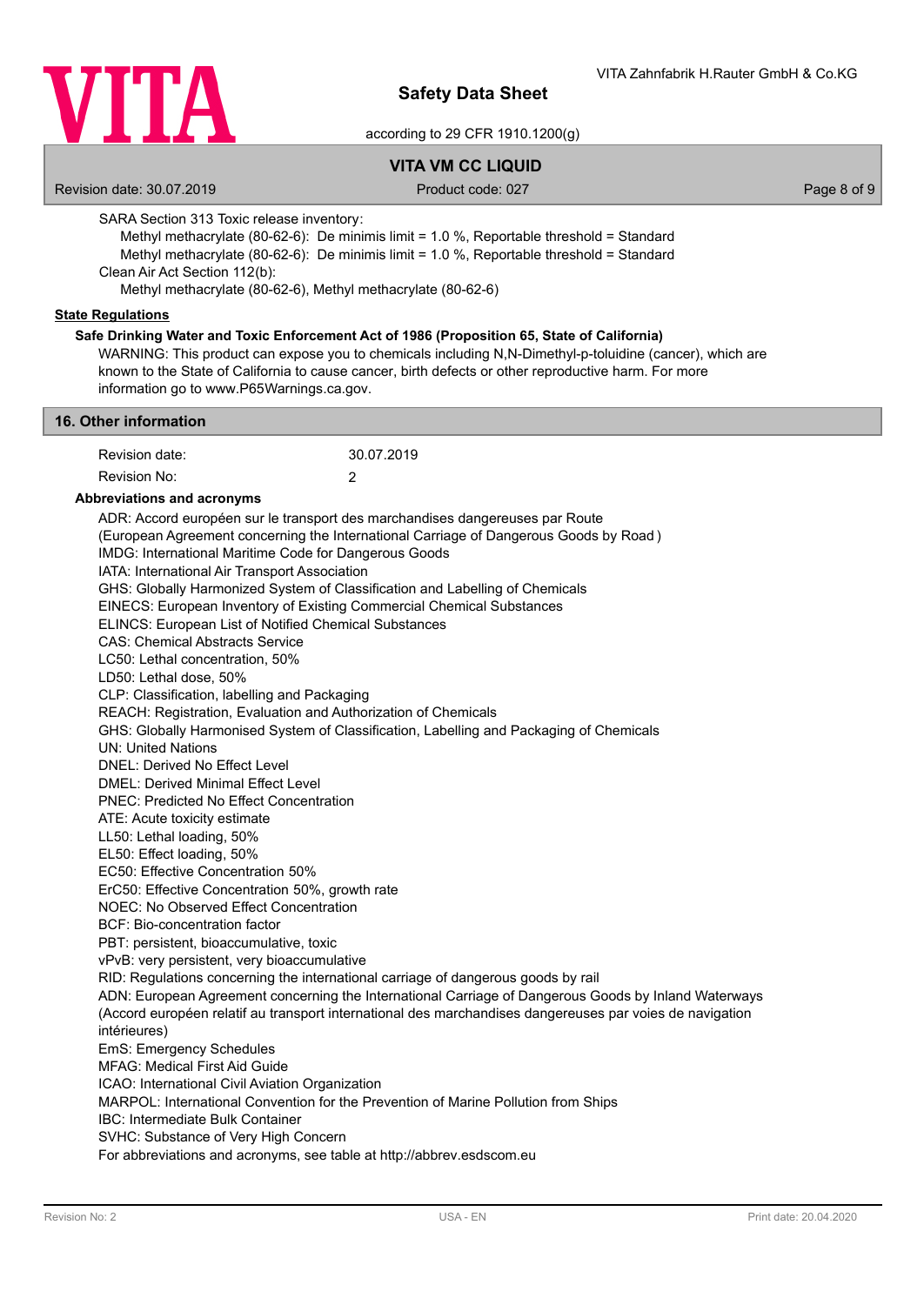SARA Section 313 Toxic release inventory:

Methyl methacrylate (80-62-6): De minimis limit = 1.0 %, Reportable threshold = Standard
Methyl methacrylate (80-62-6): De minimis limit = 1.0 %, Reportable threshold = Standard

Clean Air Act Section 112(b):

Methyl methacrylate (80-62-6), Methyl methacrylate (80-62-6)

**State Regulations**

**Safe Drinking Water and Toxic Enforcement Act of 1986 (Proposition 65, State of California)**

WARNING: This product can expose you to chemicals including N,N-Dimethyl-p-toluidine (cancer), which are known to the State of California to cause cancer, birth defects or other reproductive harm. For more information go to www.P65Warnings.ca.gov.

## 16. Other information

| | |
|---|---|
| Revision date: | 30.07.2019 |
| Revision No: | 2 |

**Abbreviations and acronyms**

ADR: Accord européen sur le transport des marchandises dangereuses par Route
(European Agreement concerning the International Carriage of Dangerous Goods by Road )
IMDG: International Maritime Code for Dangerous Goods
IATA: International Air Transport Association
GHS: Globally Harmonized System of Classification and Labelling of Chemicals
EINECS: European Inventory of Existing Commercial Chemical Substances
ELINCS: European List of Notified Chemical Substances
CAS: Chemical Abstracts Service
LC50: Lethal concentration, 50%
LD50: Lethal dose, 50%
CLP: Classification, labelling and Packaging
REACH: Registration, Evaluation and Authorization of Chemicals
GHS: Globally Harmonised System of Classification, Labelling and Packaging of Chemicals
UN: United Nations
DNEL: Derived No Effect Level
DMEL: Derived Minimal Effect Level
PNEC: Predicted No Effect Concentration
ATE: Acute toxicity estimate
LL50: Lethal loading, 50%
EL50: Effect loading, 50%
EC50: Effective Concentration 50%
ErC50: Effective Concentration 50%, growth rate
NOEC: No Observed Effect Concentration
BCF: Bio-concentration factor
PBT: persistent, bioaccumulative, toxic
vPvB: very persistent, very bioaccumulative
RID: Regulations concerning the international carriage of dangerous goods by rail
ADN: European Agreement concerning the International Carriage of Dangerous Goods by Inland Waterways (Accord européen relatif au transport international des marchandises dangereuses par voies de navigation intérieures)
EmS: Emergency Schedules
MFAG: Medical First Aid Guide
ICAO: International Civil Aviation Organization
MARPOL: International Convention for the Prevention of Marine Pollution from Ships
IBC: Intermediate Bulk Container
SVHC: Substance of Very High Concern
For abbreviations and acronyms, see table at http://abbrev.esdscom.eu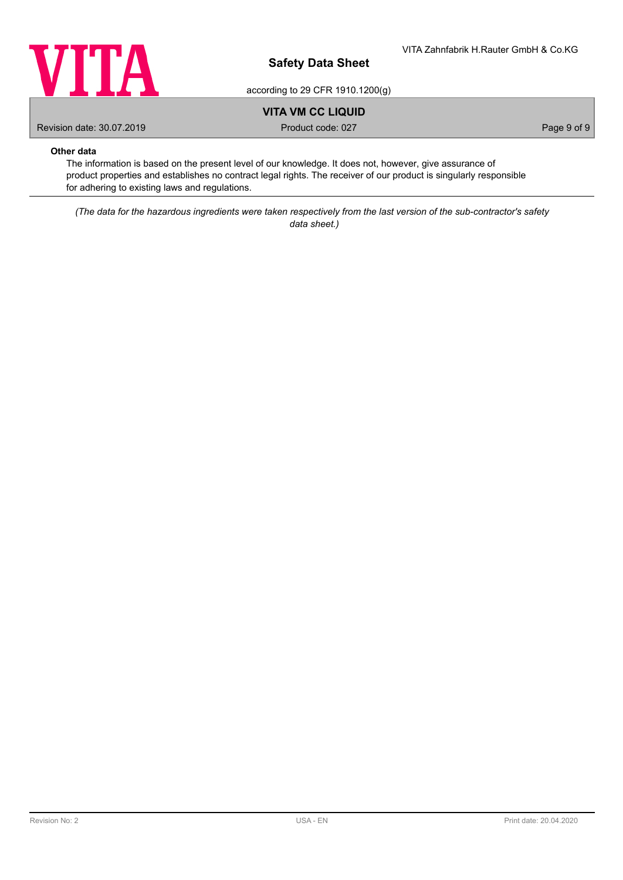**Other data**

The information is based on the present level of our knowledge. It does not, however, give assurance of product properties and establishes no contract legal rights. The receiver of our product is singularly responsible for adhering to existing laws and regulations.

---

*(The data for the hazardous ingredients were taken respectively from the last version of the sub-contractor's safety data sheet.)*